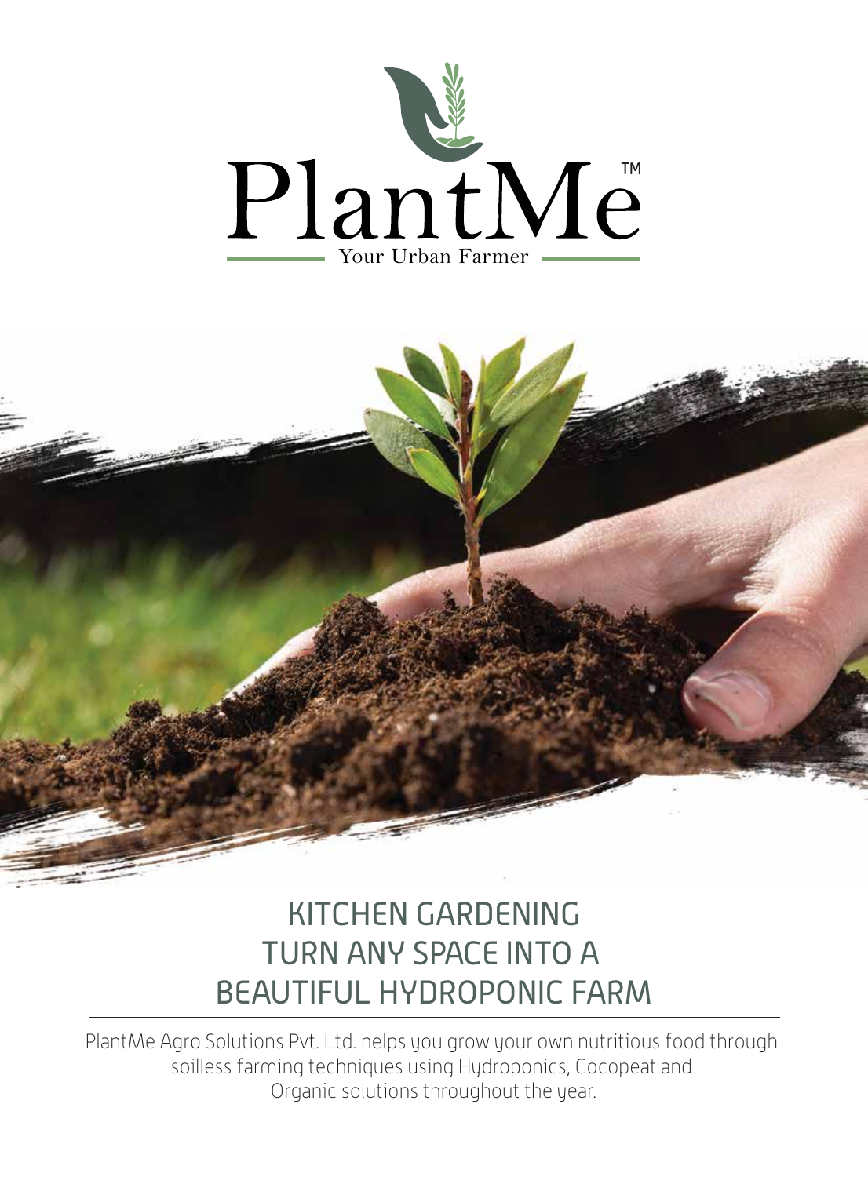PlantMe™

Your Urban Farmer

# KITCHEN GARDENING TURN ANY SPACE INTO A BEAUTIFUL HYDROPONIC FARM

PlantMe Agro Solutions Pvt. Ltd. helps you grow your own nutritious food through soilless farming techniques using Hydroponics, Cocopeat and Organic solutions throughout the year.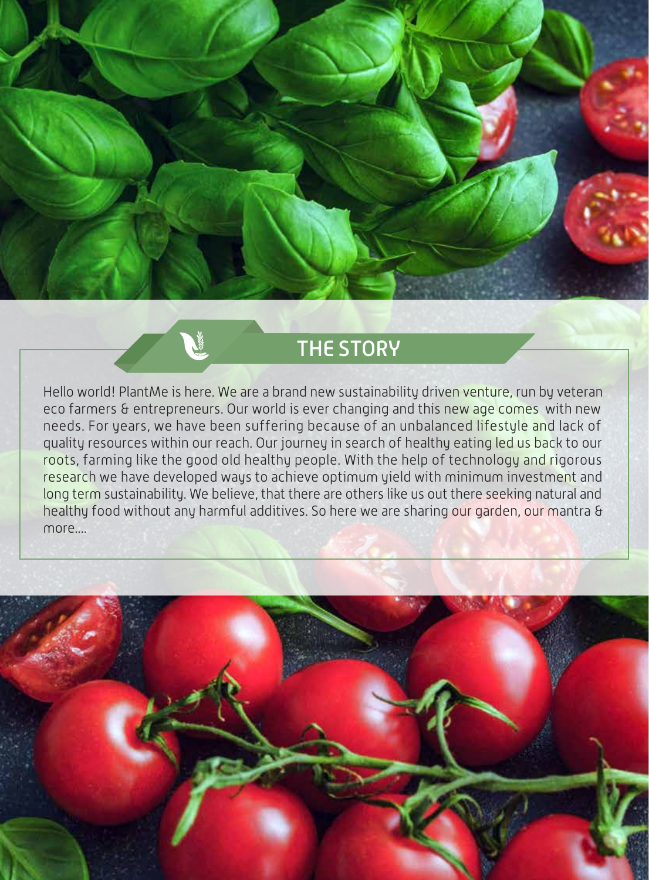## THE STORY

Hello world! PlantMe is here. We are a brand new sustainability driven venture, run by veteran eco farmers & entrepreneurs. Our world is ever changing and this new age comes with new needs. For years, we have been suffering because of an unbalanced lifestyle and lack of quality resources within our reach. Our journey in search of healthy eating led us back to our roots, farming like the good old healthy people. With the help of technology and rigorous research we have developed ways to achieve optimum yield with minimum investment and long term sustainability. We believe, that there are others like us out there seeking natural and healthy food without any harmful additives. So here we are sharing our garden, our mantra & more....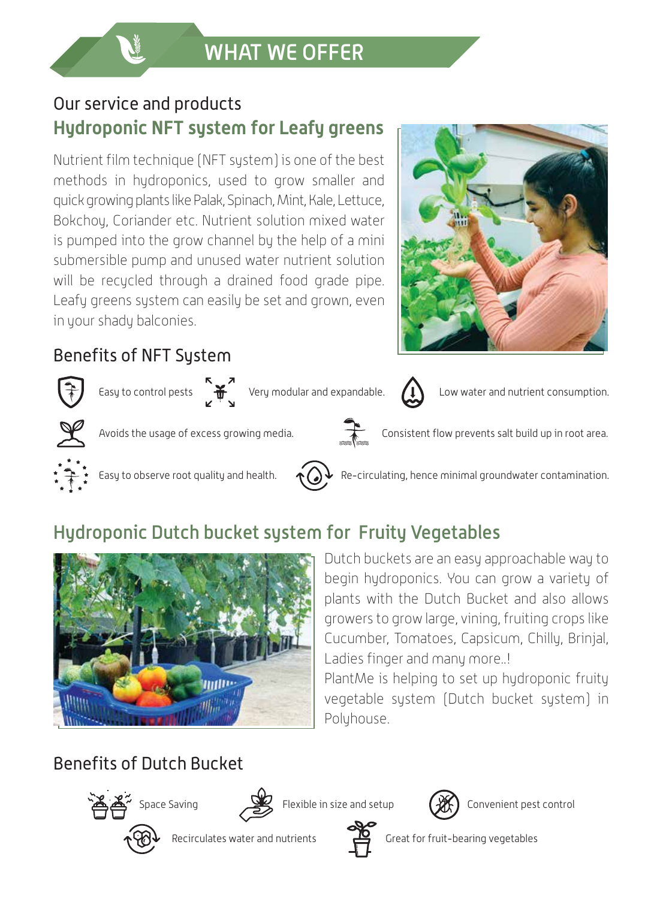# WHAT WE OFFER

Our service and products

## Hydroponic NFT system for Leafy greens

Nutrient film technique (NFT system) is one of the best methods in hydroponics, used to grow smaller and quick growing plants like Palak, Spinach, Mint, Kale, Lettuce, Bokchoy, Coriander etc. Nutrient solution mixed water is pumped into the grow channel by the help of a mini submersible pump and unused water nutrient solution will be recycled through a drained food grade pipe. Leafy greens system can easily be set and grown, even in your shady balconies.

### Benefits of NFT System

- Easy to control pests
- Very modular and expandable.
- Low water and nutrient consumption.
- Avoids the usage of excess growing media.
- Consistent flow prevents salt build up in root area.
- Easy to observe root quality and health.
- Re-circulating, hence minimal groundwater contamination.

## Hydroponic Dutch bucket system for Fruity Vegetables

Dutch buckets are an easy approachable way to begin hydroponics. You can grow a variety of plants with the Dutch Bucket and also allows growers to grow large, vining, fruiting crops like Cucumber, Tomatoes, Capsicum, Chilly, Brinjal, Ladies finger and many more..!

PlantMe is helping to set up hydroponic fruity vegetable system (Dutch bucket system) in Polyhouse.

### Benefits of Dutch Bucket

- Space Saving
- Flexible in size and setup
- Convenient pest control
- Recirculates water and nutrients
- Great for fruit-bearing vegetables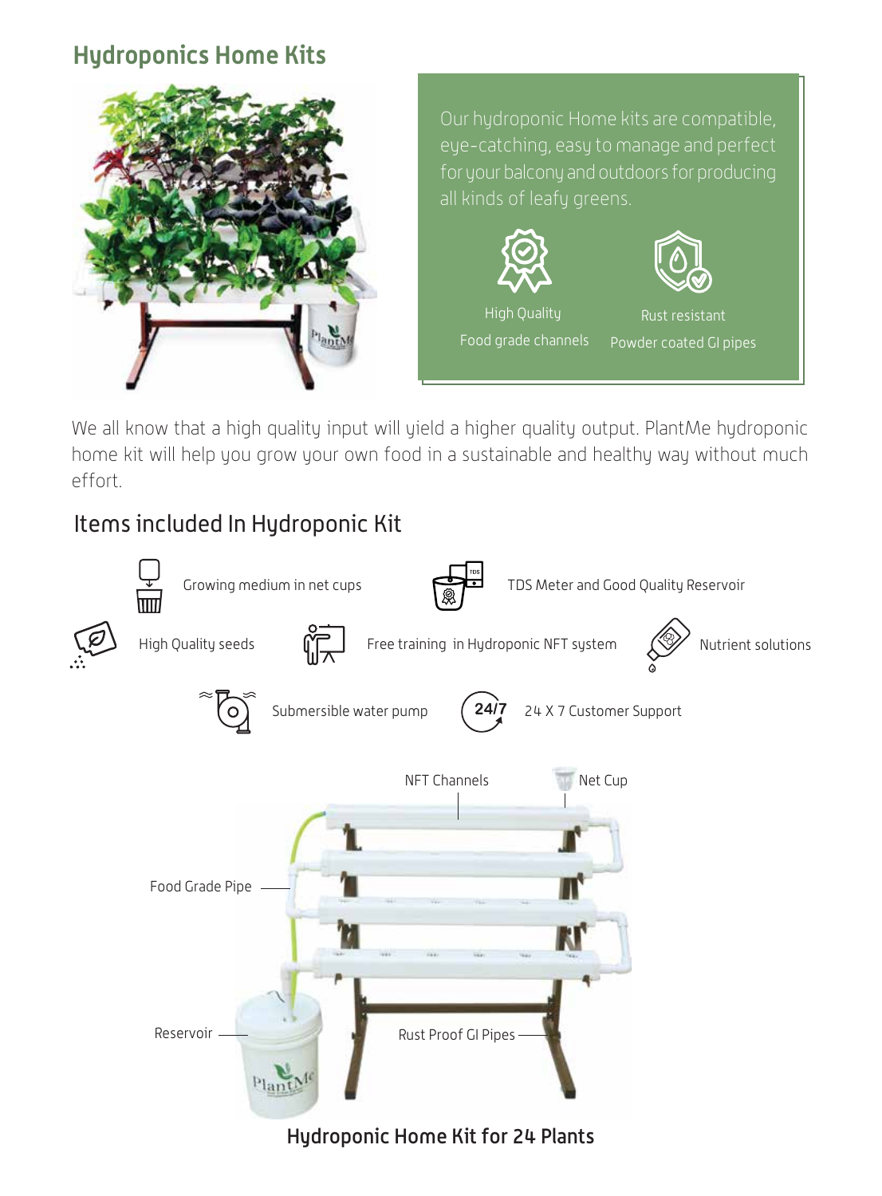## Hydroponics Home Kits

Our hydroponic Home kits are compatible, eye-catching, easy to manage and perfect for your balcony and outdoors for producing all kinds of leafy greens.

High Quality Food grade channels

Rust resistant Powder coated GI pipes

We all know that a high quality input will yield a higher quality output. PlantMe hydroponic home kit will help you grow your own food in a sustainable and healthy way without much effort.

### Items included In Hydroponic Kit

- Growing medium in net cups
- TDS Meter and Good Quality Reservoir
- High Quality seeds
- Free training in Hydroponic NFT system
- Nutrient solutions
- Submersible water pump
- 24 X 7 Customer Support

NFT Channels

Net Cup

Food Grade Pipe

Reservoir

Rust Proof GI Pipes

**Hydroponic Home Kit for 24 Plants**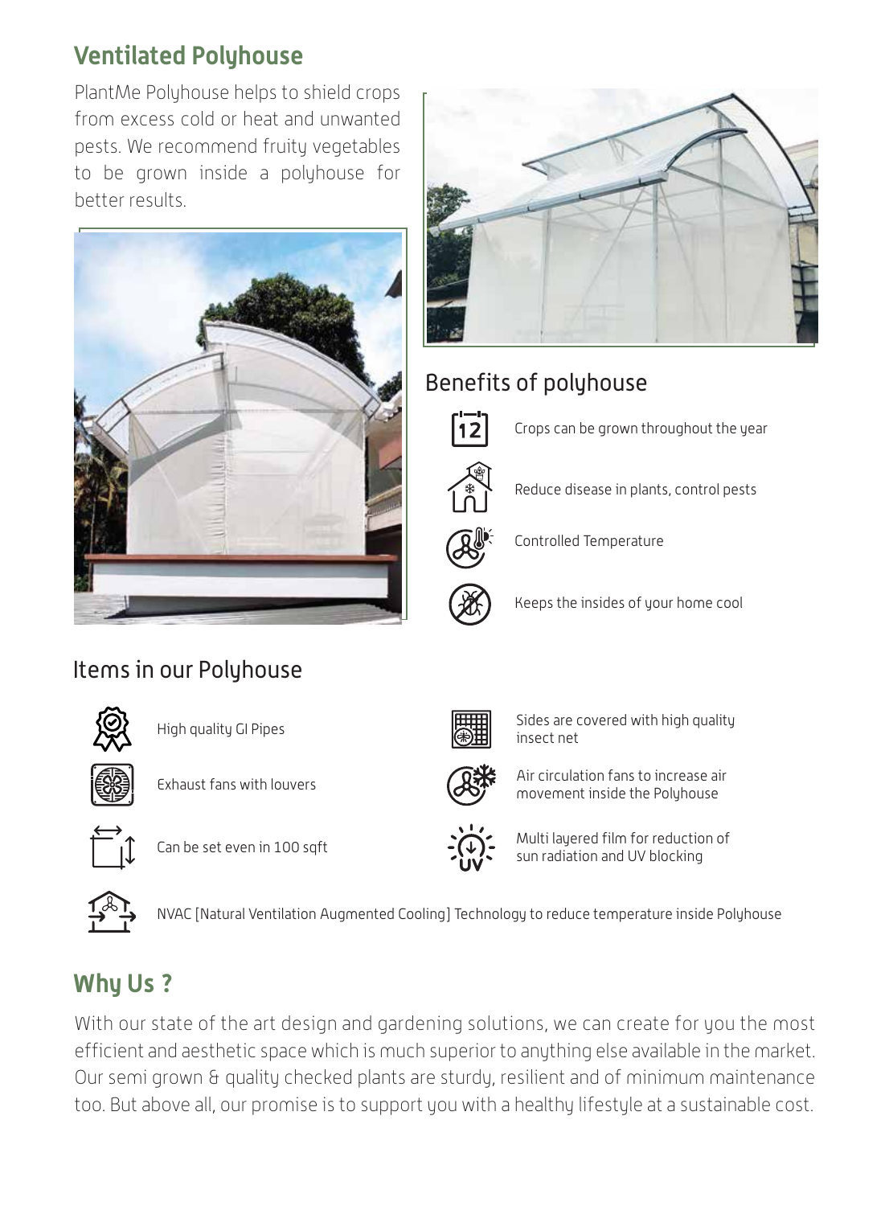## Ventilated Polyhouse

PlantMe Polyhouse helps to shield crops from excess cold or heat and unwanted pests. We recommend fruity vegetables to be grown inside a polyhouse for better results.

### Benefits of polyhouse

- Crops can be grown throughout the year
- Reduce disease in plants, control pests
- Controlled Temperature
- Keeps the insides of your home cool

### Items in our Polyhouse

- High quality GI Pipes
- Exhaust fans with louvers
- Can be set even in 100 sqft
- Sides are covered with high quality insect net
- Air circulation fans to increase air movement inside the Polyhouse
- Multi layered film for reduction of sun radiation and UV blocking
- NVAC [Natural Ventilation Augmented Cooling] Technology to reduce temperature inside Polyhouse

## Why Us ?

With our state of the art design and gardening solutions, we can create for you the most efficient and aesthetic space which is much superior to anything else available in the market. Our semi grown & quality checked plants are sturdy, resilient and of minimum maintenance too. But above all, our promise is to support you with a healthy lifestyle at a sustainable cost.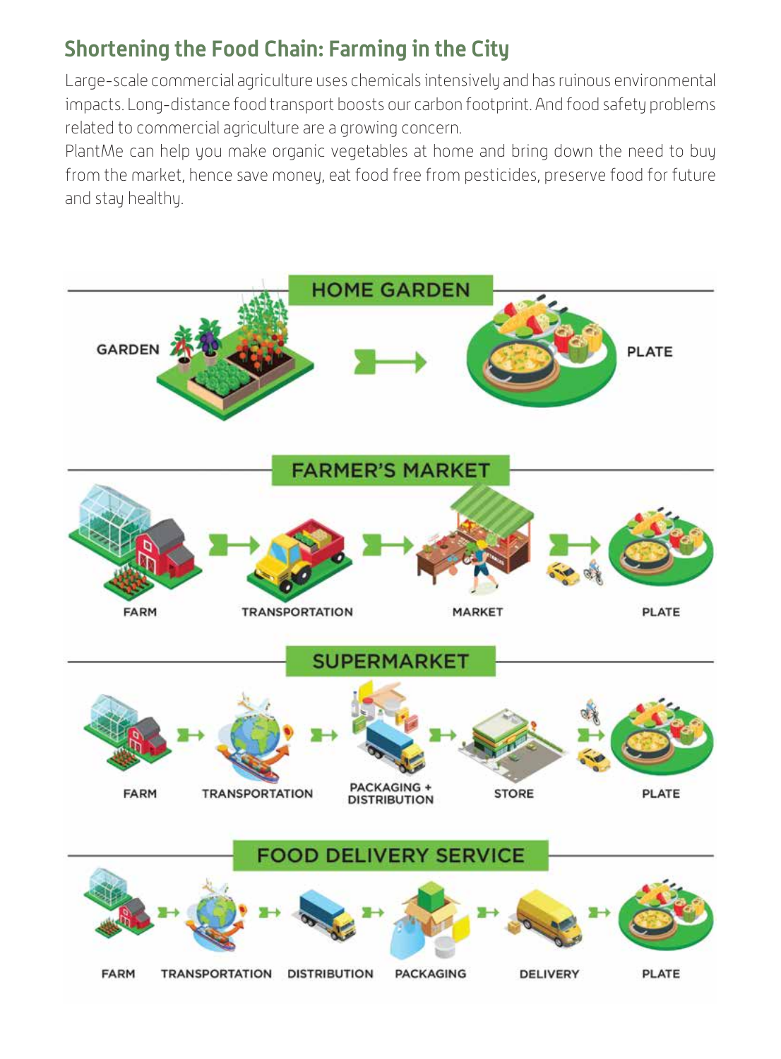## Shortening the Food Chain: Farming in the City

Large-scale commercial agriculture uses chemicals intensively and has ruinous environmental impacts. Long-distance food transport boosts our carbon footprint. And food safety problems related to commercial agriculture are a growing concern.

PlantMe can help you make organic vegetables at home and bring down the need to buy from the market, hence save money, eat food free from pesticides, preserve food for future and stay healthy.

### HOME GARDEN

GARDEN → PLATE

### FARMER'S MARKET

FARM → TRANSPORTATION → MARKET → PLATE

### SUPERMARKET

FARM → TRANSPORTATION → PACKAGING + DISTRIBUTION → STORE → PLATE

### FOOD DELIVERY SERVICE

FARM → TRANSPORTATION → DISTRIBUTION → PACKAGING → DELIVERY → PLATE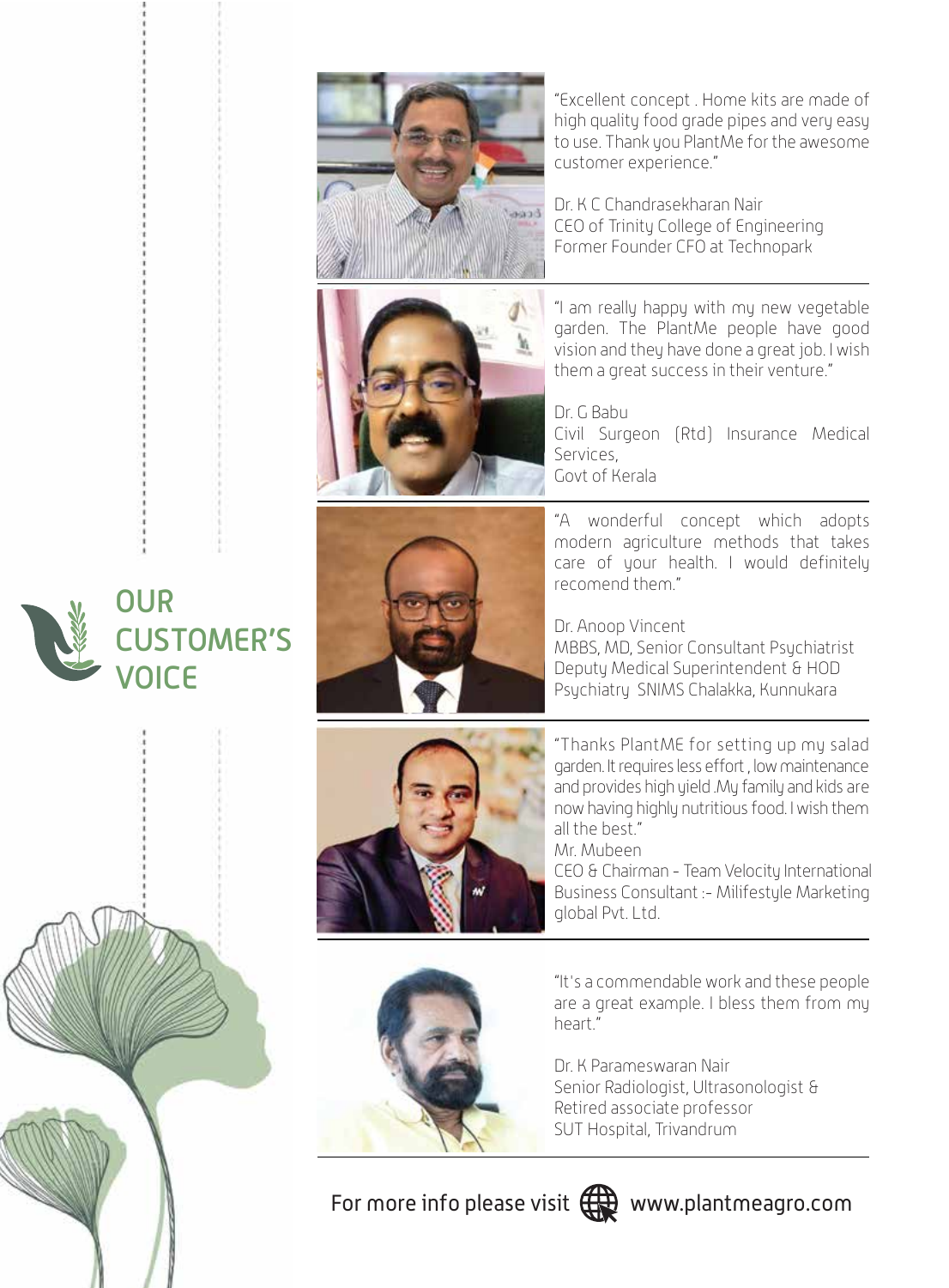# OUR CUSTOMER'S VOICE

"Excellent concept . Home kits are made of high quality food grade pipes and very easy to use. Thank you PlantMe for the awesome customer experience."

Dr. K C Chandrasekharan Nair
CEO of Trinity College of Engineering
Former Founder CFO at Technopark

---

"I am really happy with my new vegetable garden. The PlantMe people have good vision and they have done a great job. I wish them a great success in their venture."

Dr. G Babu
Civil Surgeon (Rtd) Insurance Medical Services,
Govt of Kerala

---

"A wonderful concept which adopts modern agriculture methods that takes care of your health. I would definitely recomend them."

Dr. Anoop Vincent
MBBS, MD, Senior Consultant Psychiatrist
Deputy Medical Superintendent & HOD
Psychiatry SNIMS Chalakka, Kunnukara

---

"Thanks PlantME for setting up my salad garden. It requires less effort , low maintenance and provides high yield .My family and kids are now having highly nutritious food. I wish them all the best."

Mr. Mubeen
CEO & Chairman - Team Velocity International
Business Consultant :- Milifestyle Marketing global Pvt. Ltd.

---

"It's a commendable work and these people are a great example. I bless them from my heart."

Dr. K Parameswaran Nair
Senior Radiologist, Ultrasonologist &
Retired associate professor
SUT Hospital, Trivandrum

---

For more info please visit www.plantmeagro.com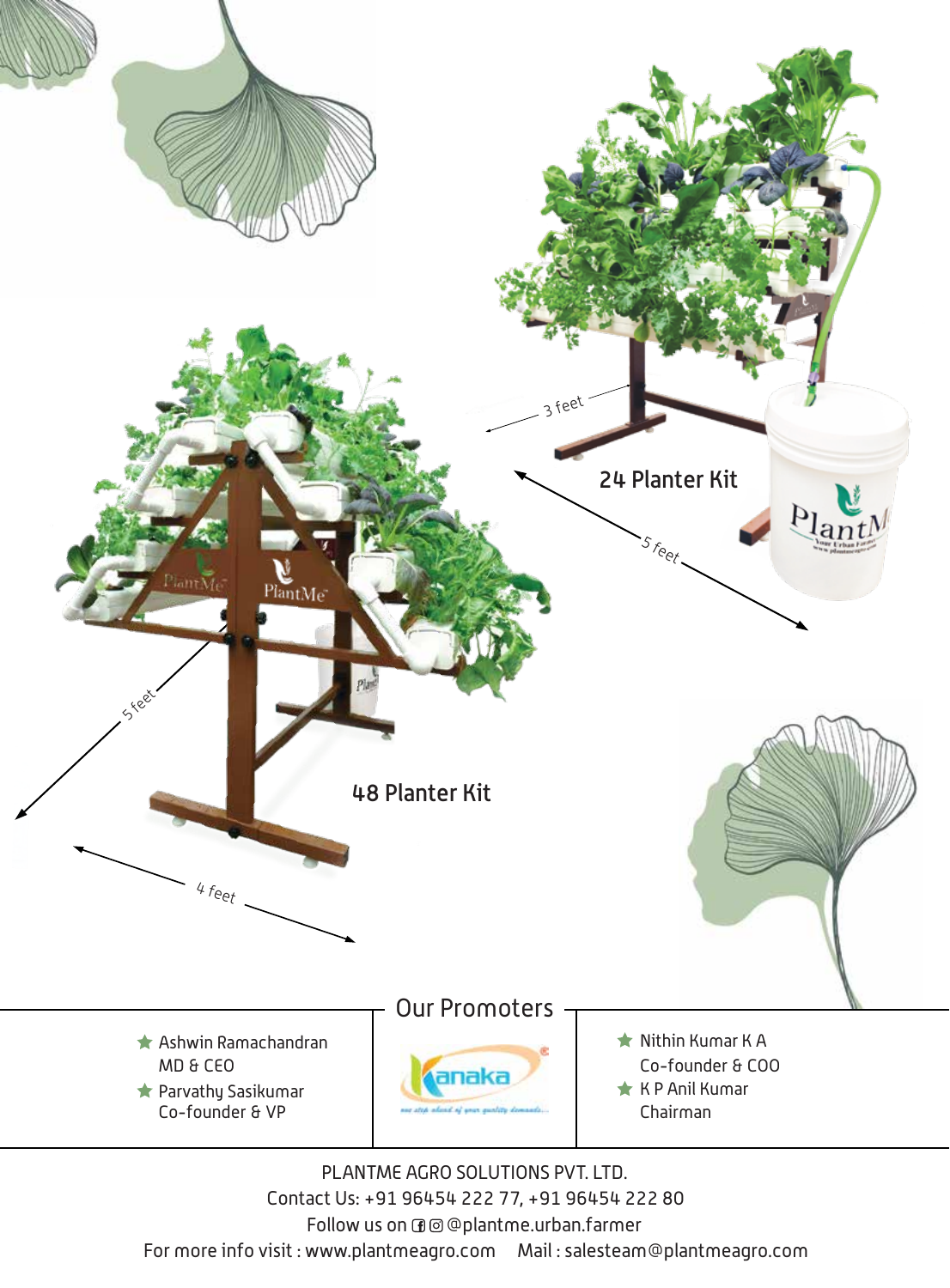3 feet

24 Planter Kit

5 feet

5 feet

48 Planter Kit

4 feet

## Our Promoters

- Ashwin Ramachandran
  MD & CEO
- Parvathy Sasikumar
  Co-founder & VP

Kanaka
one step ahead of your quality demands...

- Nithin Kumar K A
  Co-founder & COO
- K P Anil Kumar
  Chairman

PLANTME AGRO SOLUTIONS PVT. LTD.
Contact Us: +91 96454 222 77, +91 96454 222 80
Follow us on @plantme.urban.farmer
For more info visit : www.plantmeagro.com    Mail : salesteam@plantmeagro.com